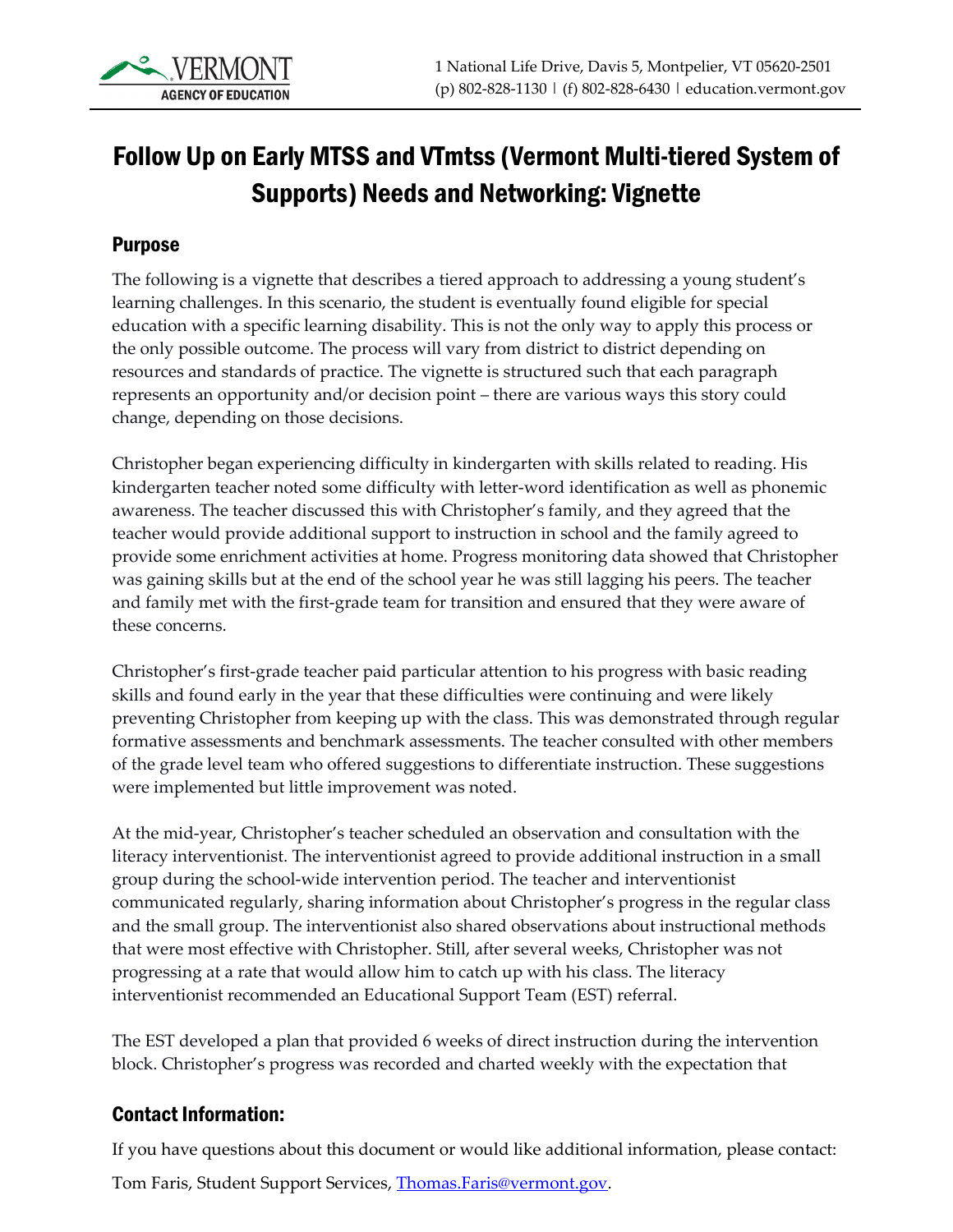# Follow Up on Early MTSS and VTmtss (Vermont Multi-tiered System of Supports) Needs and Networking: Vignette

## Purpose

The following is a vignette that describes a tiered approach to addressing a young student's learning challenges. In this scenario, the student is eventually found eligible for special education with a specific learning disability. This is not the only way to apply this process or the only possible outcome. The process will vary from district to district depending on resources and standards of practice. The vignette is structured such that each paragraph represents an opportunity and/or decision point – there are various ways this story could change, depending on those decisions.

Christopher began experiencing difficulty in kindergarten with skills related to reading. His kindergarten teacher noted some difficulty with letter-word identification as well as phonemic awareness. The teacher discussed this with Christopher's family, and they agreed that the teacher would provide additional support to instruction in school and the family agreed to provide some enrichment activities at home. Progress monitoring data showed that Christopher was gaining skills but at the end of the school year he was still lagging his peers. The teacher and family met with the first-grade team for transition and ensured that they were aware of these concerns.

Christopher's first-grade teacher paid particular attention to his progress with basic reading skills and found early in the year that these difficulties were continuing and were likely preventing Christopher from keeping up with the class. This was demonstrated through regular formative assessments and benchmark assessments. The teacher consulted with other members of the grade level team who offered suggestions to differentiate instruction. These suggestions were implemented but little improvement was noted.

At the mid-year, Christopher's teacher scheduled an observation and consultation with the literacy interventionist. The interventionist agreed to provide additional instruction in a small group during the school-wide intervention period. The teacher and interventionist communicated regularly, sharing information about Christopher's progress in the regular class and the small group. The interventionist also shared observations about instructional methods that were most effective with Christopher. Still, after several weeks, Christopher was not progressing at a rate that would allow him to catch up with his class. The literacy interventionist recommended an Educational Support Team (EST) referral.

The EST developed a plan that provided 6 weeks of direct instruction during the intervention block. Christopher's progress was recorded and charted weekly with the expectation that

## Contact Information:

If you have questions about this document or would like additional information, please contact:

Tom Faris, Student Support Services, [Thomas.Faris@vermont.gov](mailto:Thomas.Faris@vermont.gov).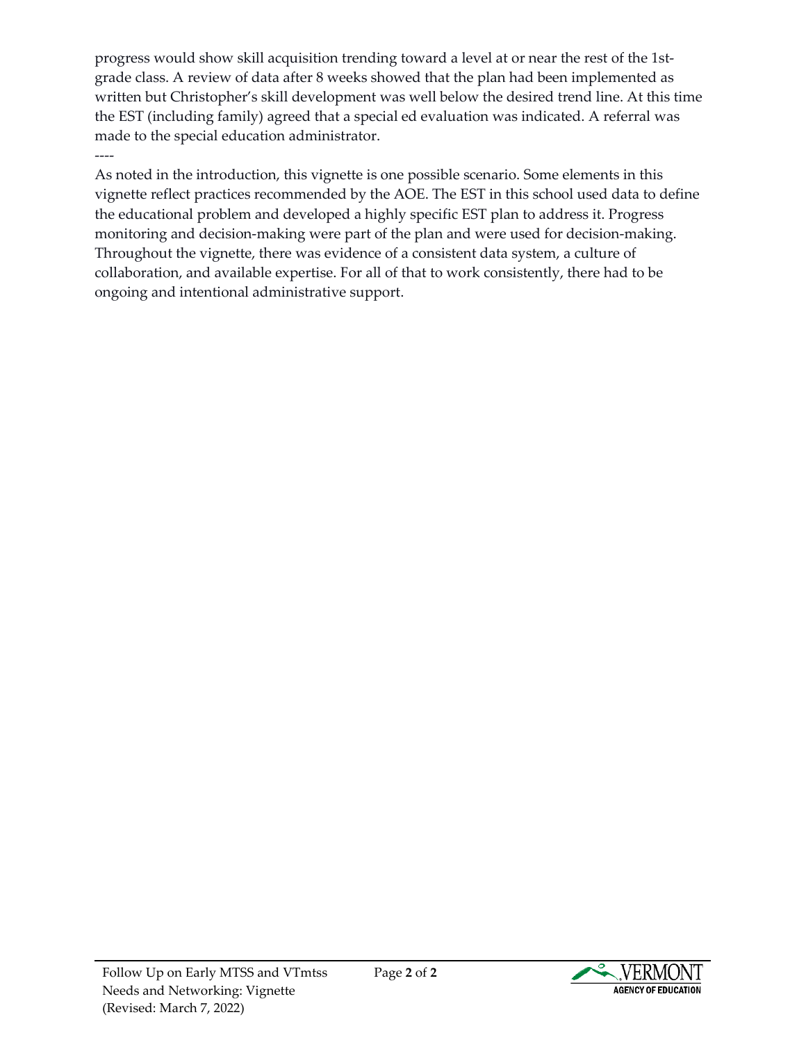progress would show skill acquisition trending toward a level at or near the rest of the 1st-grade class. A review of data after 8 weeks showed that the plan had been implemented as written but Christopher's skill development was well below the desired trend line. At this time the EST (including family) agreed that a special ed evaluation was indicated. A referral was made to the special education administrator.

----

As noted in the introduction, this vignette is one possible scenario. Some elements in this vignette reflect practices recommended by the AOE. The EST in this school used data to define the educational problem and developed a highly specific EST plan to address it. Progress monitoring and decision-making were part of the plan and were used for decision-making. Throughout the vignette, there was evidence of a consistent data system, a culture of collaboration, and available expertise. For all of that to work consistently, there had to be ongoing and intentional administrative support.